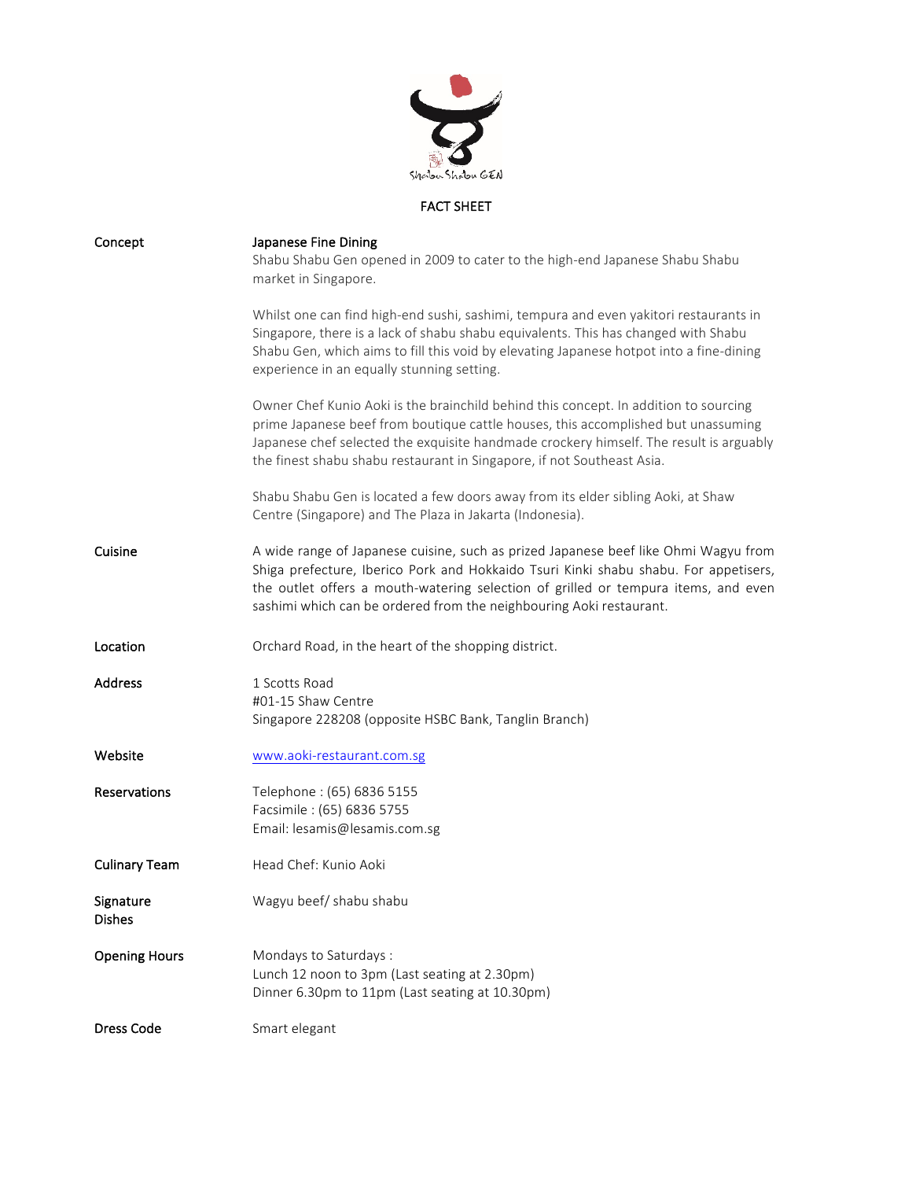Shabu Shabu GEN

# FACT SHEET

| | |
|---|---|
| **Concept** | **Japanese Fine Dining**<br>Shabu Shabu Gen opened in 2009 to cater to the high-end Japanese Shabu Shabu market in Singapore.<br><br>Whilst one can find high-end sushi, sashimi, tempura and even yakitori restaurants in Singapore, there is a lack of shabu shabu equivalents. This has changed with Shabu Shabu Gen, which aims to fill this void by elevating Japanese hotpot into a fine-dining experience in an equally stunning setting.<br><br>Owner Chef Kunio Aoki is the brainchild behind this concept. In addition to sourcing prime Japanese beef from boutique cattle houses, this accomplished but unassuming Japanese chef selected the exquisite handmade crockery himself. The result is arguably the finest shabu shabu restaurant in Singapore, if not Southeast Asia.<br><br>Shabu Shabu Gen is located a few doors away from its elder sibling Aoki, at Shaw Centre (Singapore) and The Plaza in Jakarta (Indonesia). |
| **Cuisine** | A wide range of Japanese cuisine, such as prized Japanese beef like Ohmi Wagyu from Shiga prefecture, Iberico Pork and Hokkaido Tsuri Kinki shabu shabu. For appetisers, the outlet offers a mouth-watering selection of grilled or tempura items, and even sashimi which can be ordered from the neighbouring Aoki restaurant. |
| **Location** | Orchard Road, in the heart of the shopping district. |
| **Address** | 1 Scotts Road<br>#01-15 Shaw Centre<br>Singapore 228208 (opposite HSBC Bank, Tanglin Branch) |
| **Website** | www.aoki-restaurant.com.sg |
| **Reservations** | Telephone : (65) 6836 5155<br>Facsimile : (65) 6836 5755<br>Email: lesamis@lesamis.com.sg |
| **Culinary Team** | Head Chef: Kunio Aoki |
| **Signature Dishes** | Wagyu beef/ shabu shabu |
| **Opening Hours** | Mondays to Saturdays :<br>Lunch 12 noon to 3pm (Last seating at 2.30pm)<br>Dinner 6.30pm to 11pm (Last seating at 10.30pm) |
| **Dress Code** | Smart elegant |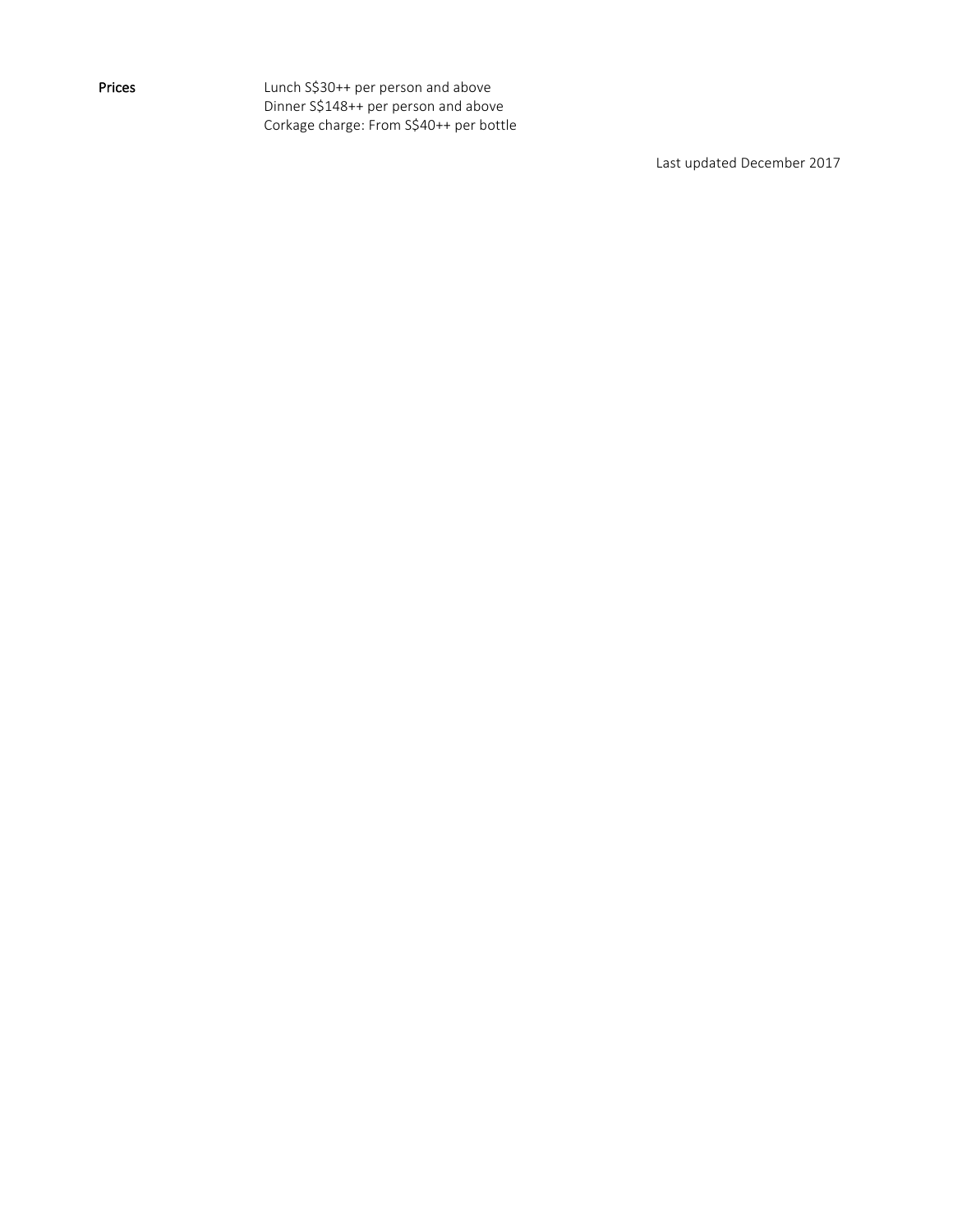| | |
|---|---|
| **Prices** | Lunch S$30++ per person and above<br>Dinner S$148++ per person and above<br>Corkage charge: From S$40++ per bottle |

Last updated December 2017